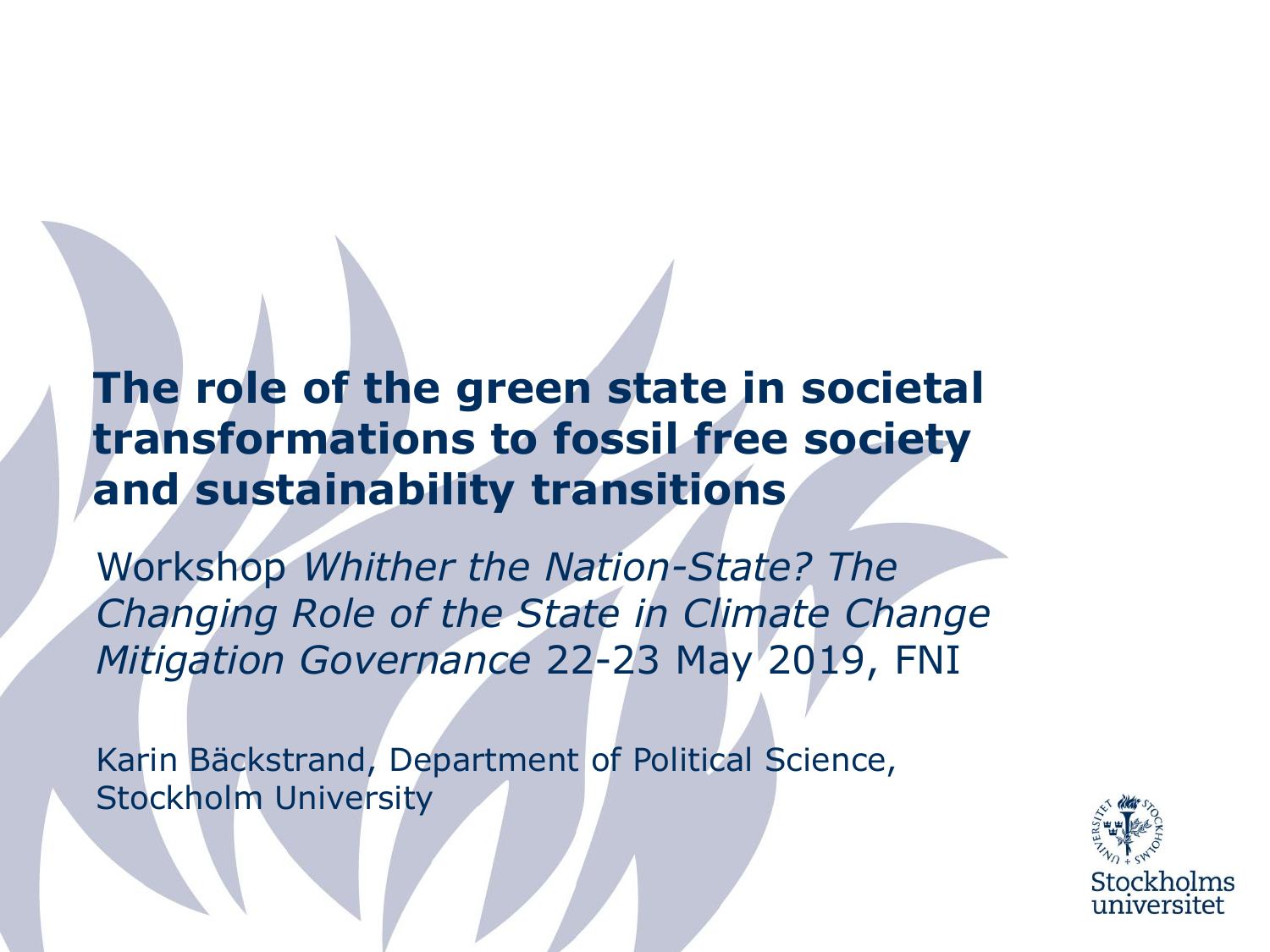# The role of the green state in societal transformations to fossil free society and sustainability transitions

Workshop *Whither the Nation-State? The Changing Role of the State in Climate Change Mitigation Governance* 22-23 May 2019, FNI

Karin Bäckstrand, Department of Political Science, Stockholm University

Stockholms universitet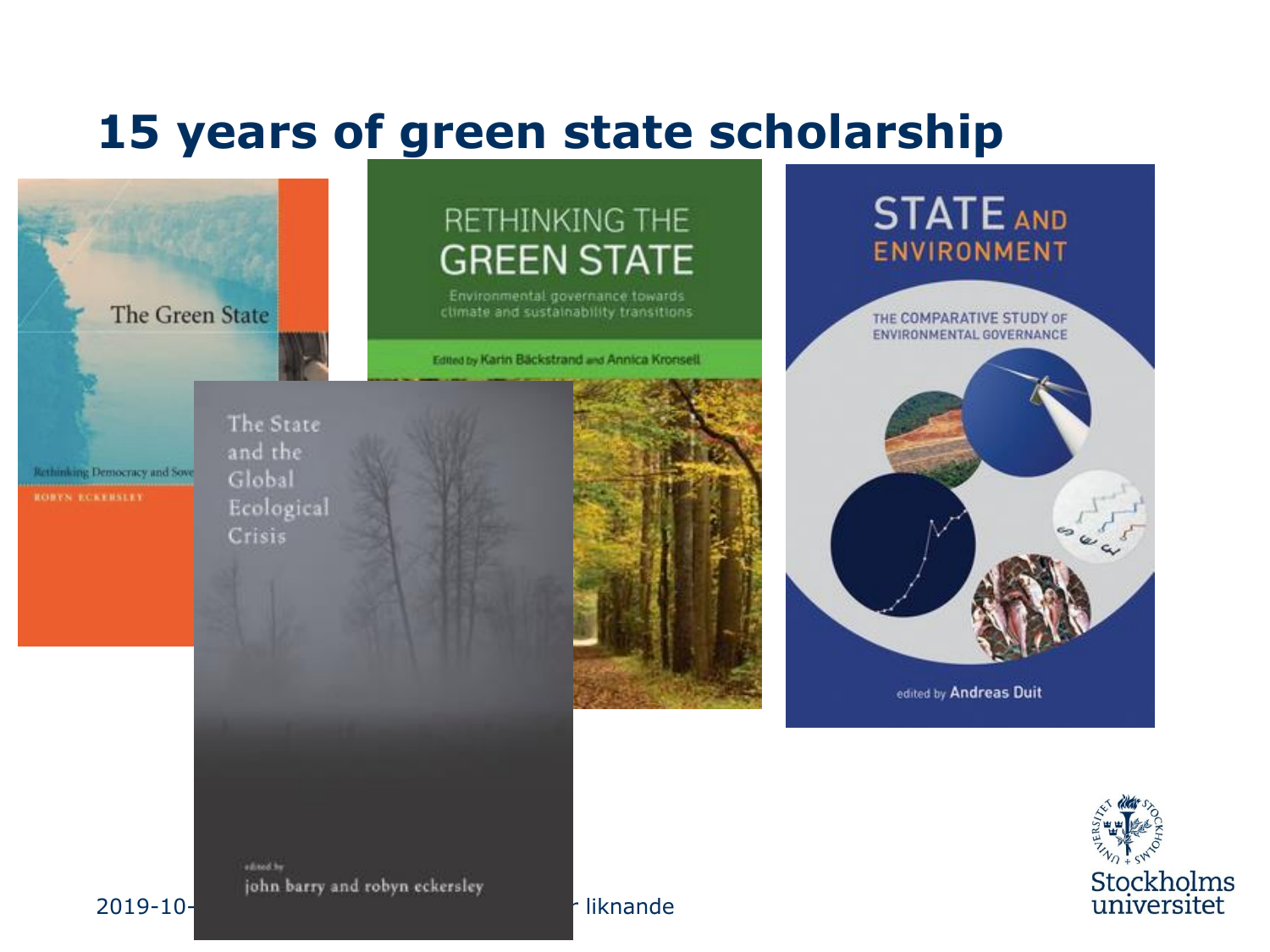# 15 years of green state scholarship

The Green State

Rethinking Democracy and Sove

ROBYN ECKERSLEY

RETHINKING THE GREEN STATE

Environmental governance towards climate and sustainability transitions

Edited by Karin Bäckstrand and Annica Kronsell

STATE AND ENVIRONMENT

THE COMPARATIVE STUDY OF ENVIRONMENTAL GOVERNANCE

edited by Andreas Duit

The State and the Global Ecological Crisis

edited by john barry and robyn eckersley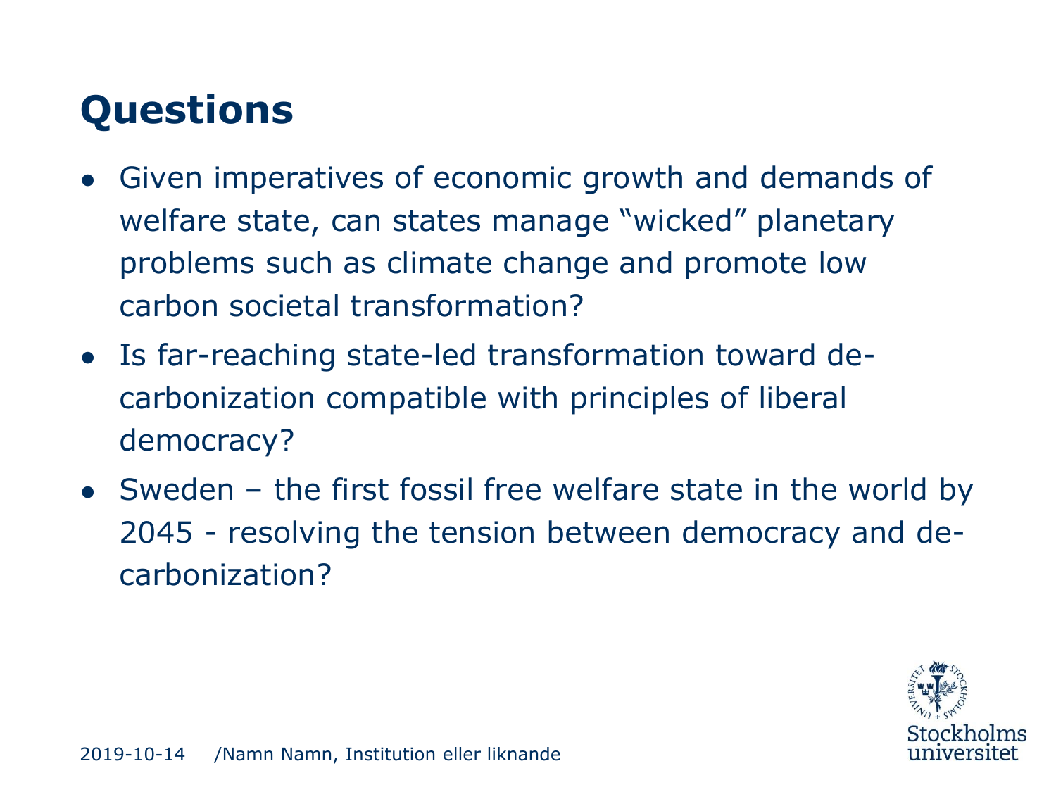# Questions

- Given imperatives of economic growth and demands of welfare state, can states manage “wicked” planetary problems such as climate change and promote low carbon societal transformation?
- Is far-reaching state-led transformation toward de-carbonization compatible with principles of liberal democracy?
- Sweden – the first fossil free welfare state in the world by 2045 - resolving the tension between democracy and de-carbonization?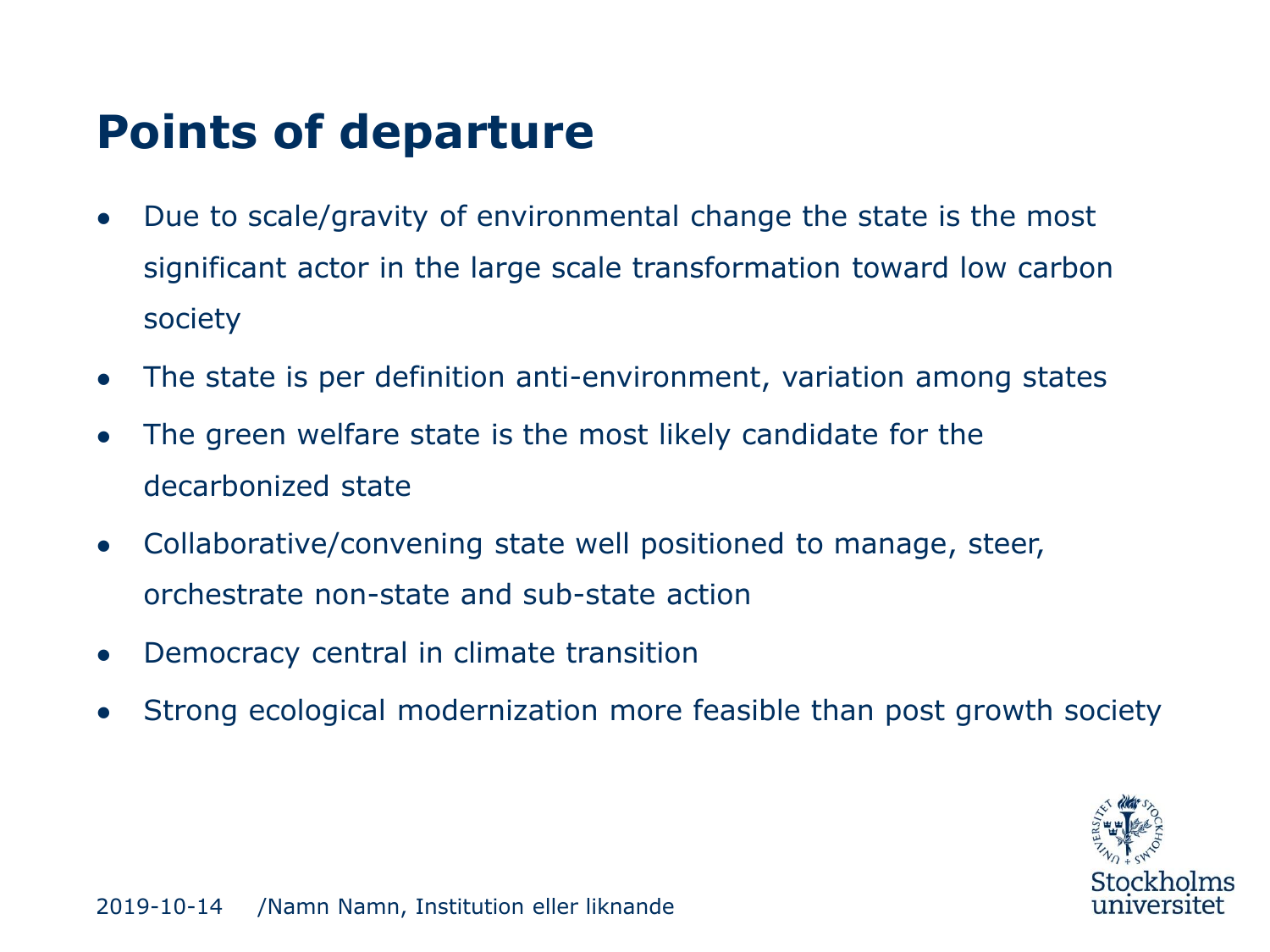# Points of departure

- Due to scale/gravity of environmental change the state is the most significant actor in the large scale transformation toward low carbon society
- The state is per definition anti-environment, variation among states
- The green welfare state is the most likely candidate for the decarbonized state
- Collaborative/convening state well positioned to manage, steer, orchestrate non-state and sub-state action
- Democracy central in climate transition
- Strong ecological modernization more feasible than post growth society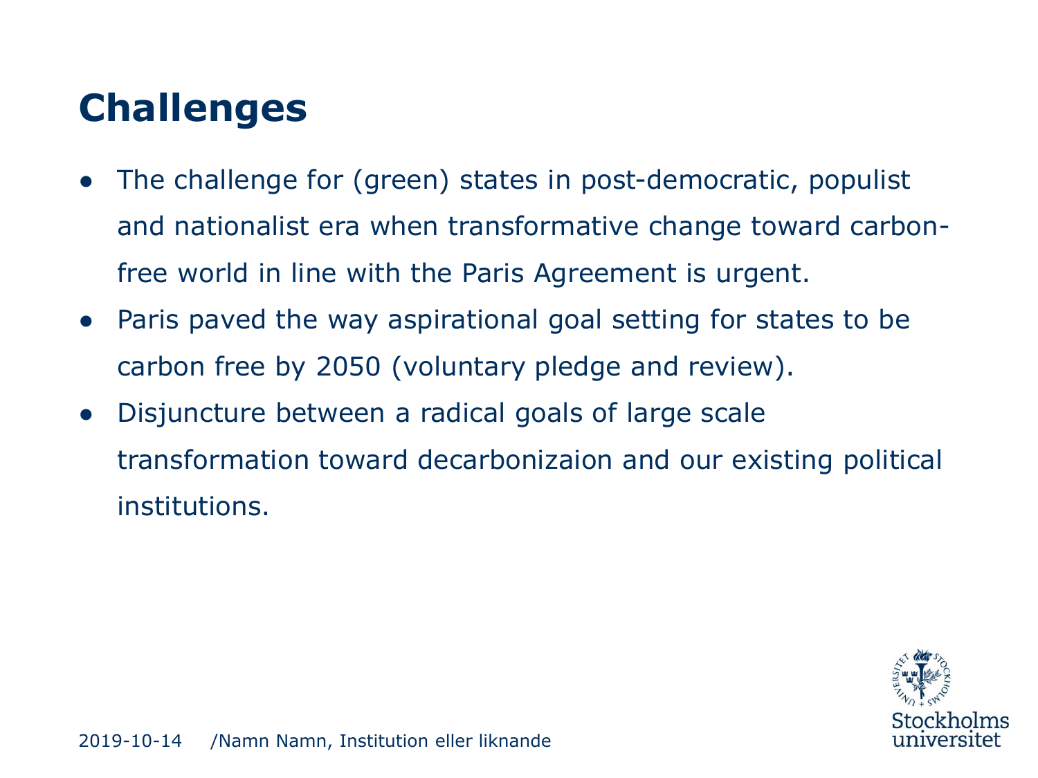# Challenges

- The challenge for (green) states in post-democratic, populist and nationalist era when transformative change toward carbon-free world in line with the Paris Agreement is urgent.
- Paris paved the way aspirational goal setting for states to be carbon free by 2050 (voluntary pledge and review).
- Disjuncture between a radical goals of large scale transformation toward decarbonizaion and our existing political institutions.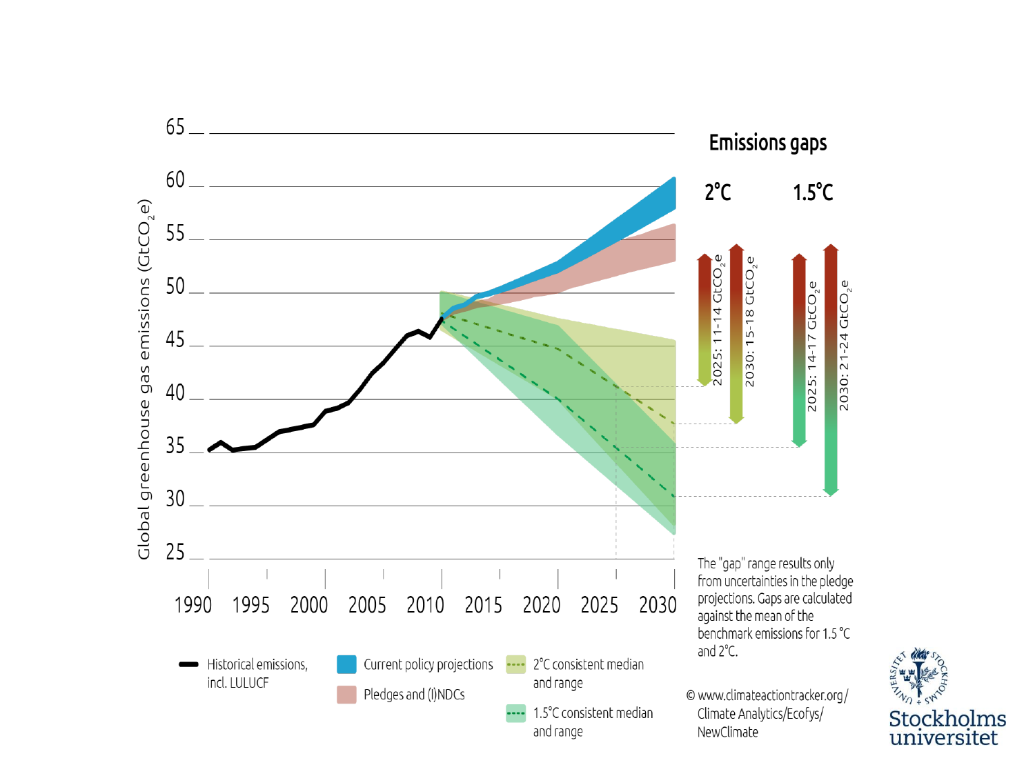## Emissions gaps

| | 2°C | 1.5°C |
|---|---|---|
| 2025 | 11-14 $GtCO_2e$ | 14-17 $GtCO_2e$ |
| 2030 | 15-18 $GtCO_2e$ | 21-24 $GtCO_2e$ |

Global greenhouse gas emissions ($GtCO_2e$)

- Historical emissions, incl. LULUCF
- Current policy projections
- Pledges and (I)NDCs
- 2°C consistent median and range
- 1.5°C consistent median and range

The "gap" range results only from uncertainties in the pledge projections. Gaps are calculated against the mean of the benchmark emissions for 1.5 °C and 2°C.

© www.climateactiontracker.org/ Climate Analytics/Ecofys/ NewClimate

Stockholms universitet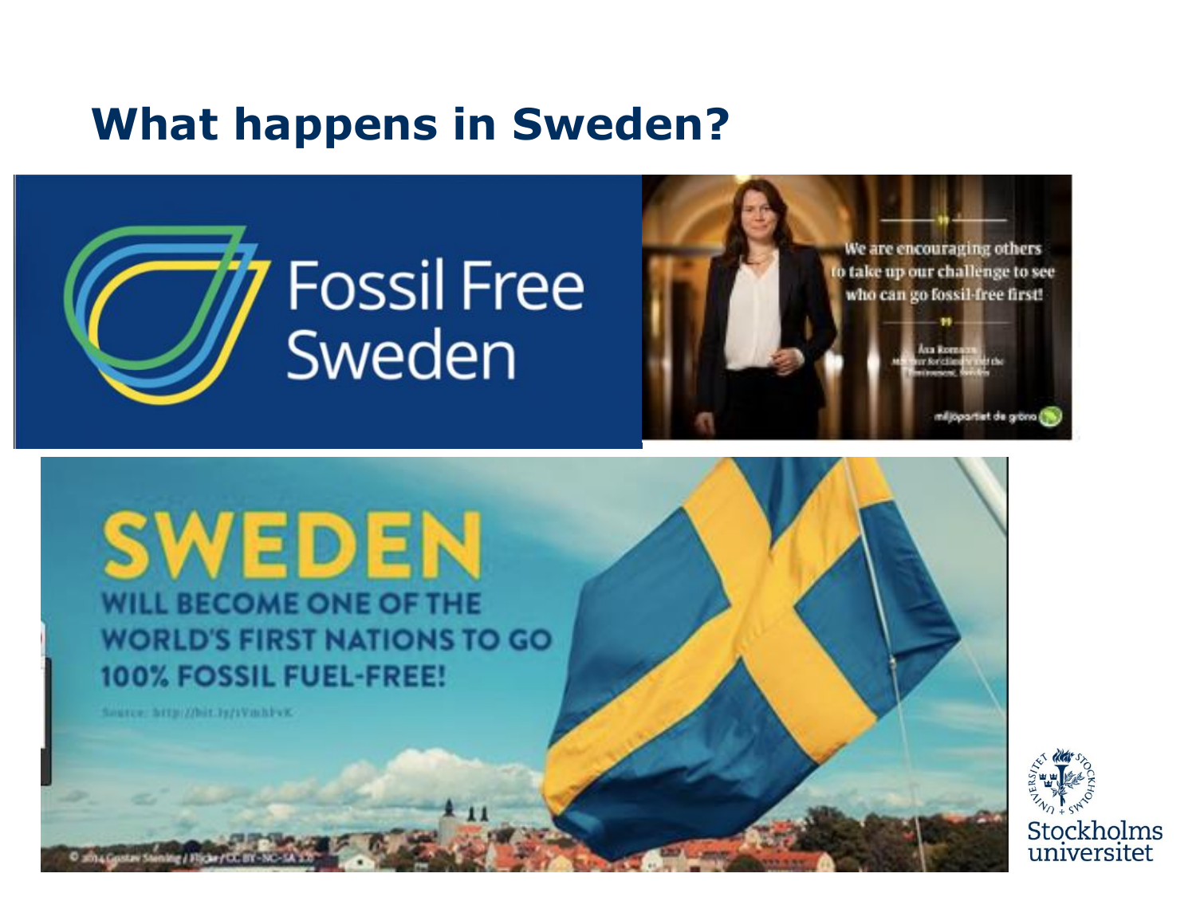# What happens in Sweden?

Fossil Free Sweden

"We are encouraging others to take up our challenge to see who can go fossil-free first!"

Åsa Romson
Minister for Climate and the Environment, Sweden

miljöpartiet de gröna

SWEDEN WILL BECOME ONE OF THE WORLD'S FIRST NATIONS TO GO 100% FOSSIL FUEL-FREE!

Source: http://bit.ly/1VmhFvK

© 2014 Gustav Stenberg / Flickr / CC BY-NC-SA 2.0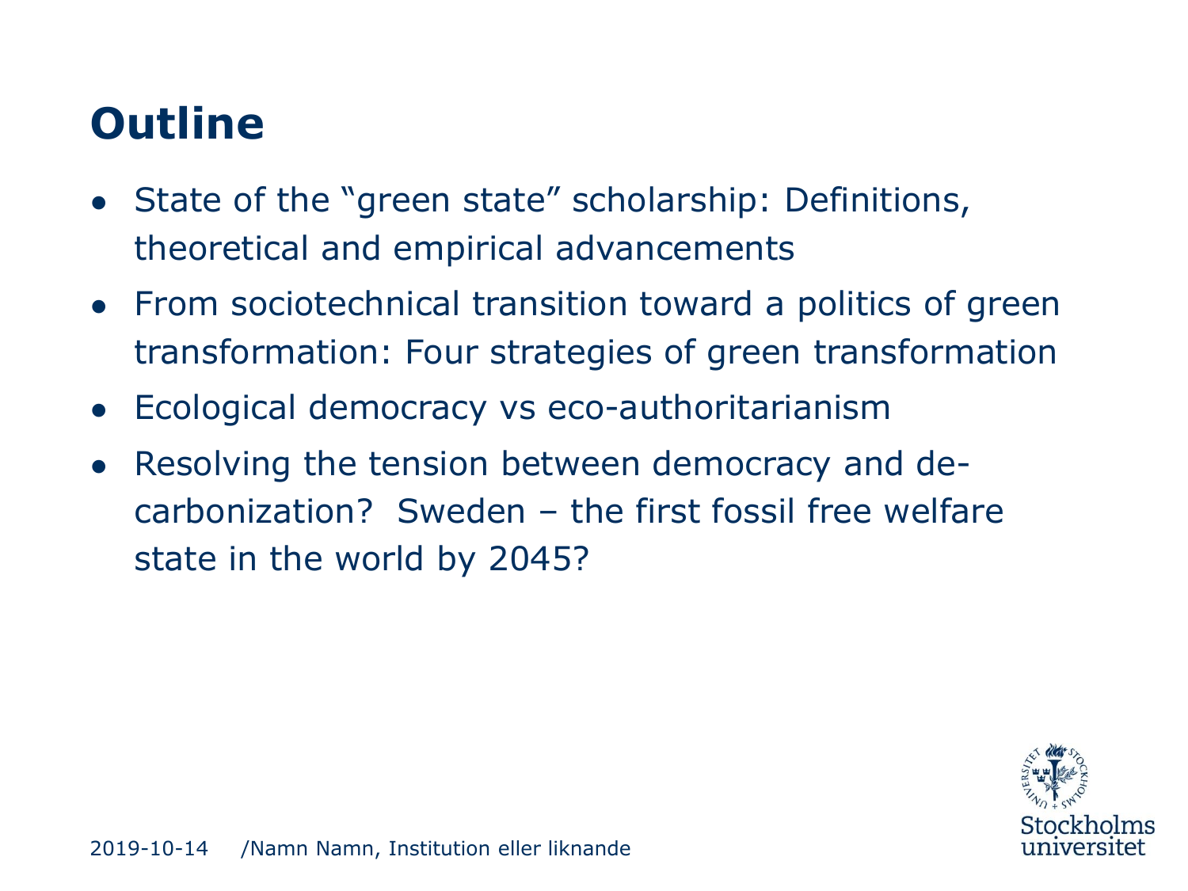# Outline

- State of the "green state" scholarship: Definitions, theoretical and empirical advancements
- From sociotechnical transition toward a politics of green transformation: Four strategies of green transformation
- Ecological democracy vs eco-authoritarianism
- Resolving the tension between democracy and de-carbonization? Sweden – the first fossil free welfare state in the world by 2045?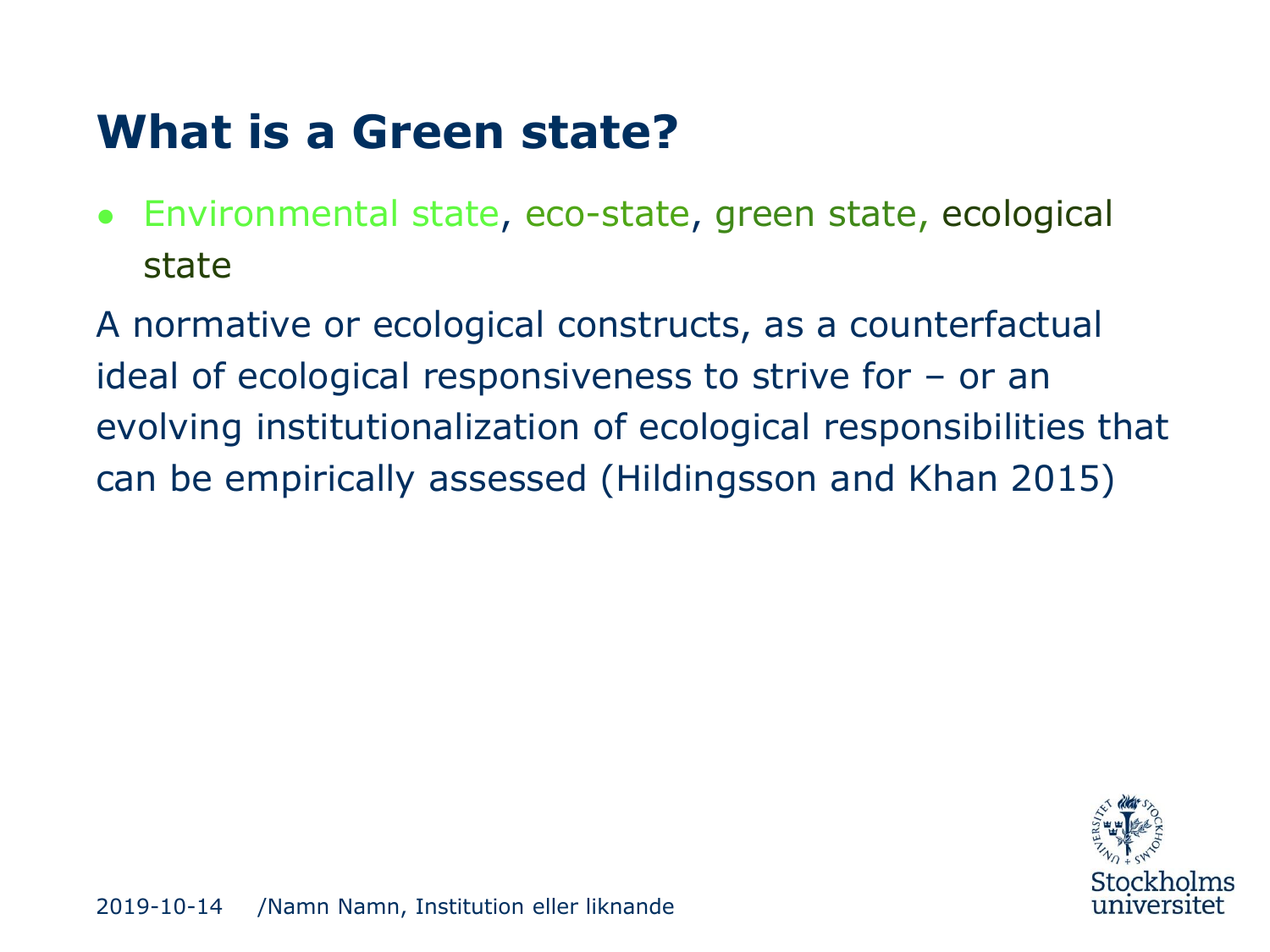# What is a Green state?

- Environmental state, eco-state, green state, ecological state

A normative or ecological constructs, as a counterfactual ideal of ecological responsiveness to strive for – or an evolving institutionalization of ecological responsibilities that can be empirically assessed (Hildingsson and Khan 2015)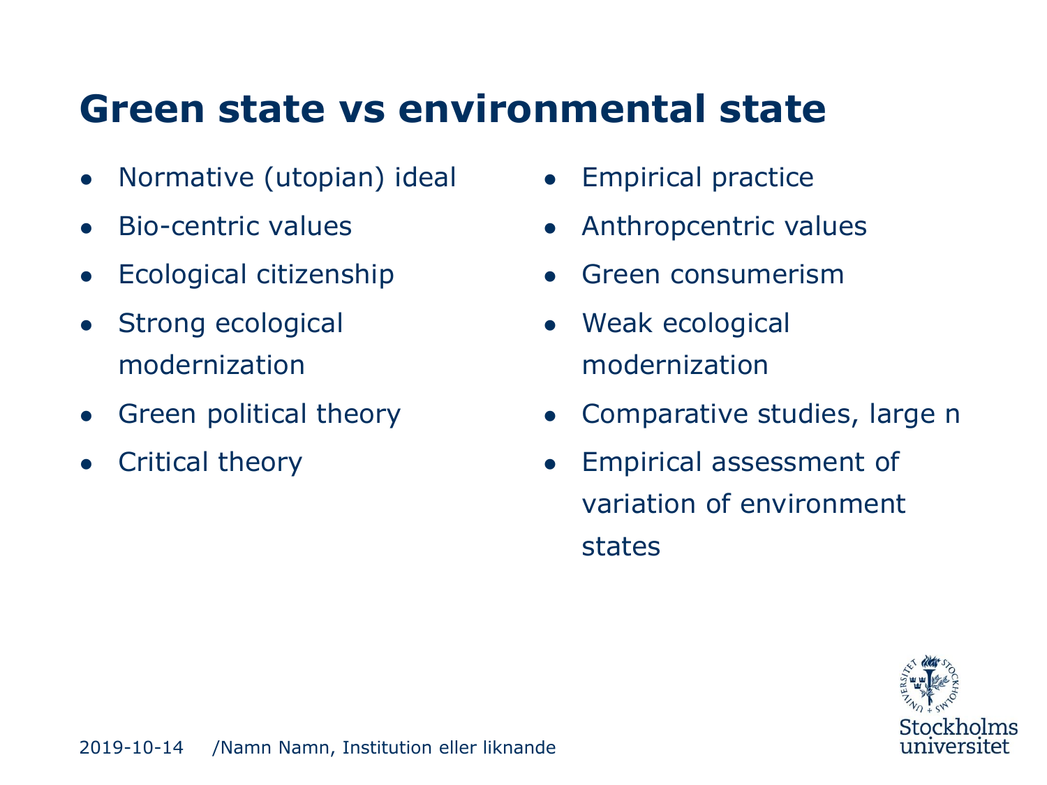# Green state vs environmental state

- Normative (utopian) ideal
- Bio-centric values
- Ecological citizenship
- Strong ecological modernization
- Green political theory
- Critical theory

- Empirical practice
- Anthropcentric values
- Green consumerism
- Weak ecological modernization
- Comparative studies, large n
- Empirical assessment of variation of environment states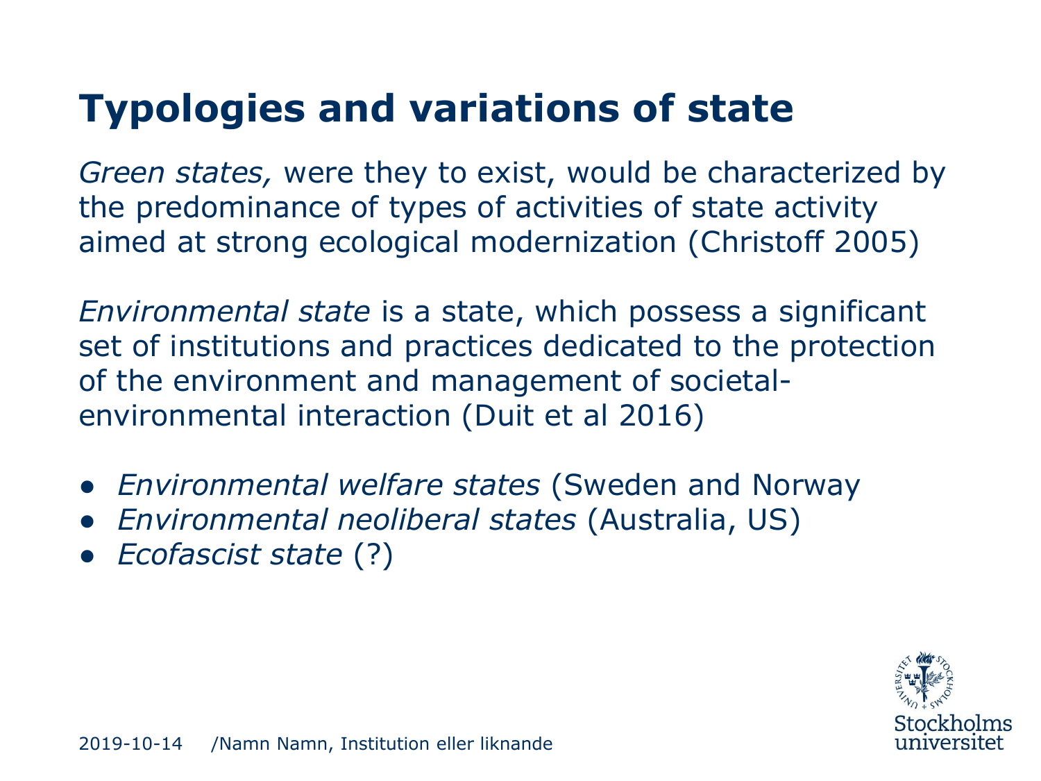# Typologies and variations of state

*Green states,* were they to exist, would be characterized by the predominance of types of activities of state activity aimed at strong ecological modernization (Christoff 2005)

*Environmental state* is a state, which possess a significant set of institutions and practices dedicated to the protection of the environment and management of societal-environmental interaction (Duit et al 2016)

- *Environmental welfare states* (Sweden and Norway
- *Environmental neoliberal states* (Australia, US)
- *Ecofascist state* (?)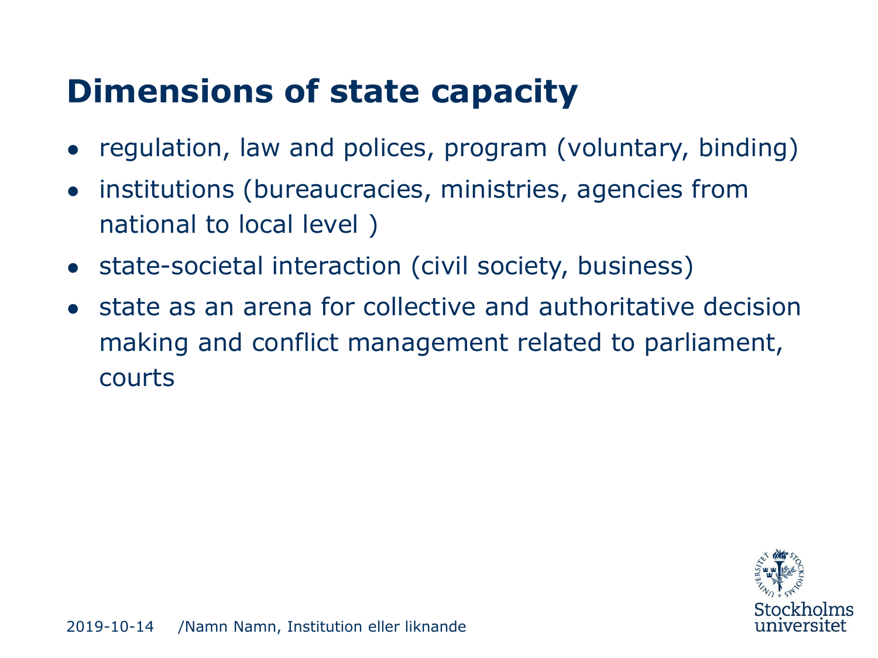# Dimensions of state capacity

- regulation, law and polices, program (voluntary, binding)
- institutions (bureaucracies, ministries, agencies from national to local level )
- state-societal interaction (civil society, business)
- state as an arena for collective and authoritative decision making and conflict management related to parliament, courts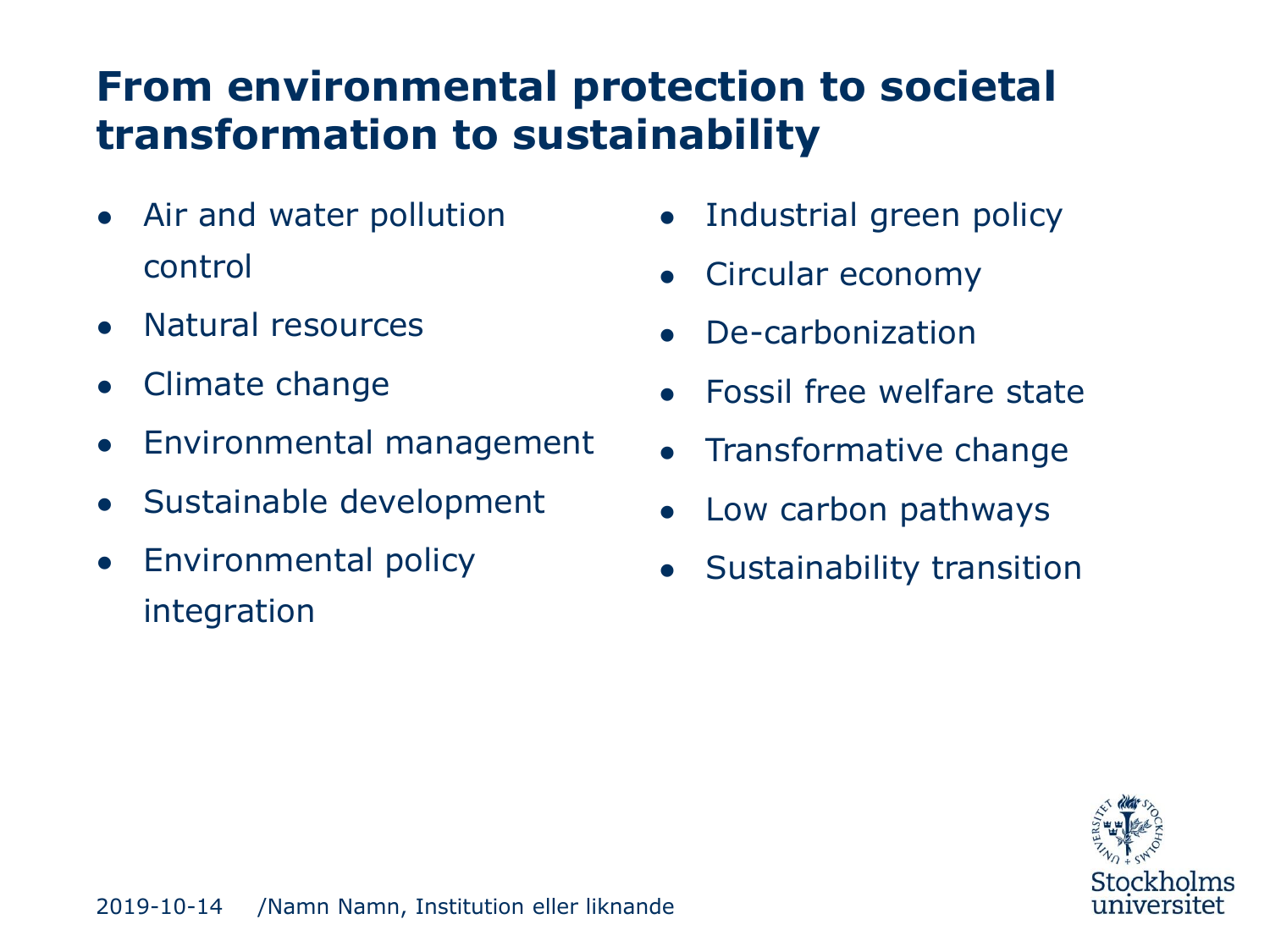# From environmental protection to societal transformation to sustainability

- Air and water pollution control
- Natural resources
- Climate change
- Environmental management
- Sustainable development
- Environmental policy integration

- Industrial green policy
- Circular economy
- De-carbonization
- Fossil free welfare state
- Transformative change
- Low carbon pathways
- Sustainability transition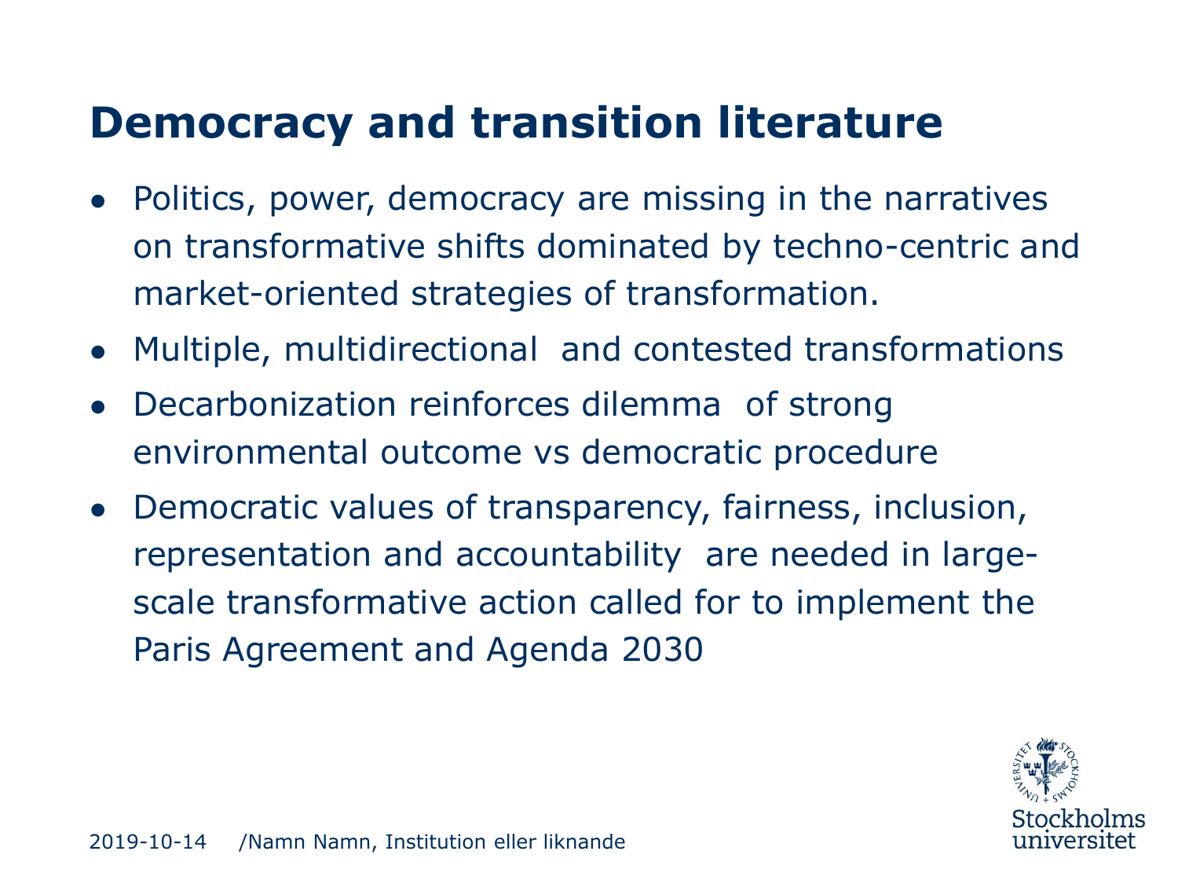# Democracy and transition literature

- Politics, power, democracy are missing in the narratives on transformative shifts dominated by techno-centric and market-oriented strategies of transformation.
- Multiple, multidirectional and contested transformations
- Decarbonization reinforces dilemma of strong environmental outcome vs democratic procedure
- Democratic values of transparency, fairness, inclusion, representation and accountability are needed in large-scale transformative action called for to implement the Paris Agreement and Agenda 2030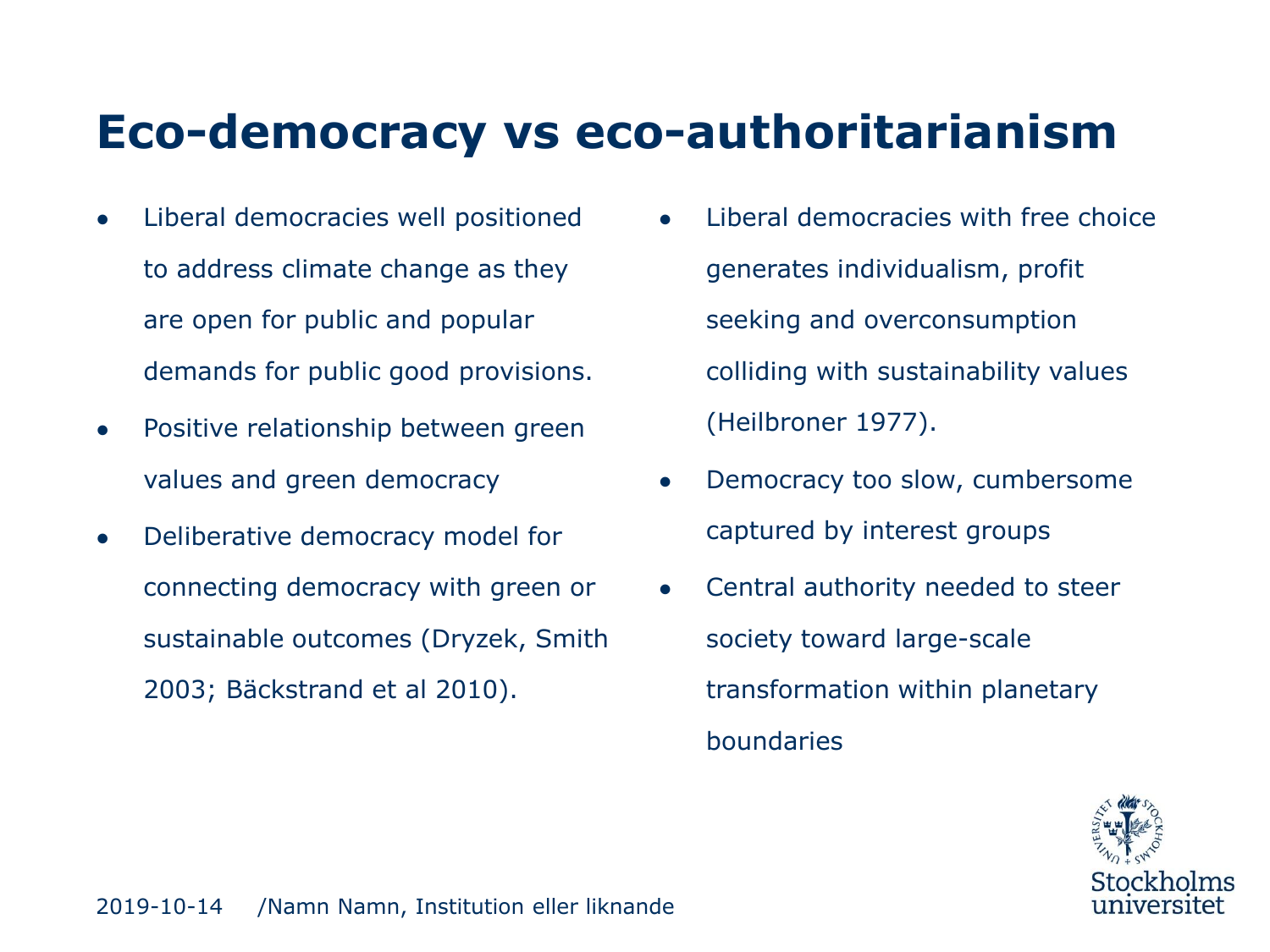# Eco-democracy vs eco-authoritarianism

- Liberal democracies well positioned to address climate change as they are open for public and popular demands for public good provisions.
- Positive relationship between green values and green democracy
- Deliberative democracy model for connecting democracy with green or sustainable outcomes (Dryzek, Smith 2003; Bäckstrand et al 2010).

- Liberal democracies with free choice generates individualism, profit seeking and overconsumption colliding with sustainability values (Heilbroner 1977).
- Democracy too slow, cumbersome captured by interest groups
- Central authority needed to steer society toward large-scale transformation within planetary boundaries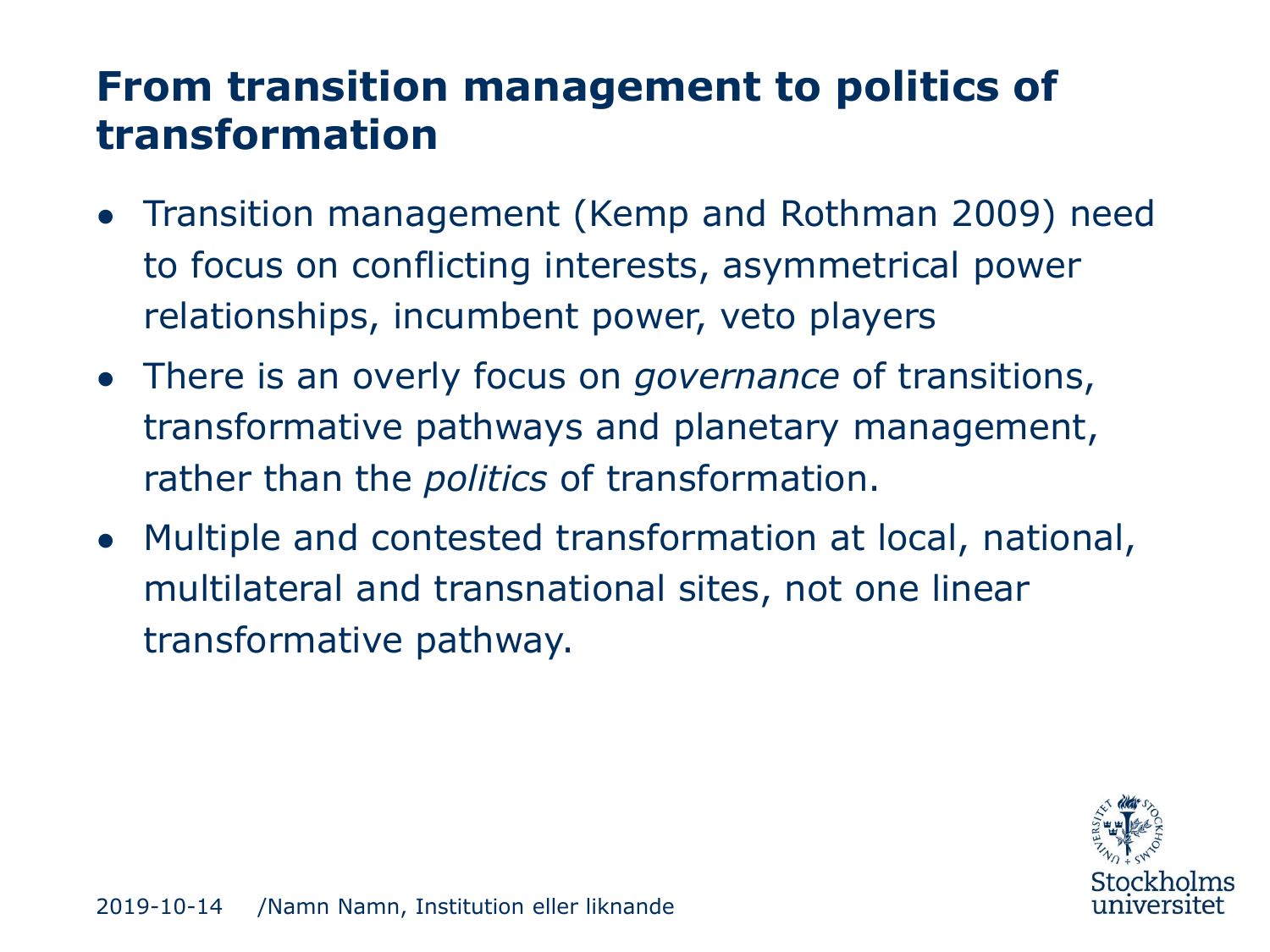# From transition management to politics of transformation

- Transition management (Kemp and Rothman 2009) need to focus on conflicting interests, asymmetrical power relationships, incumbent power, veto players
- There is an overly focus on *governance* of transitions, transformative pathways and planetary management, rather than the *politics* of transformation.
- Multiple and contested transformation at local, national, multilateral and transnational sites, not one linear transformative pathway.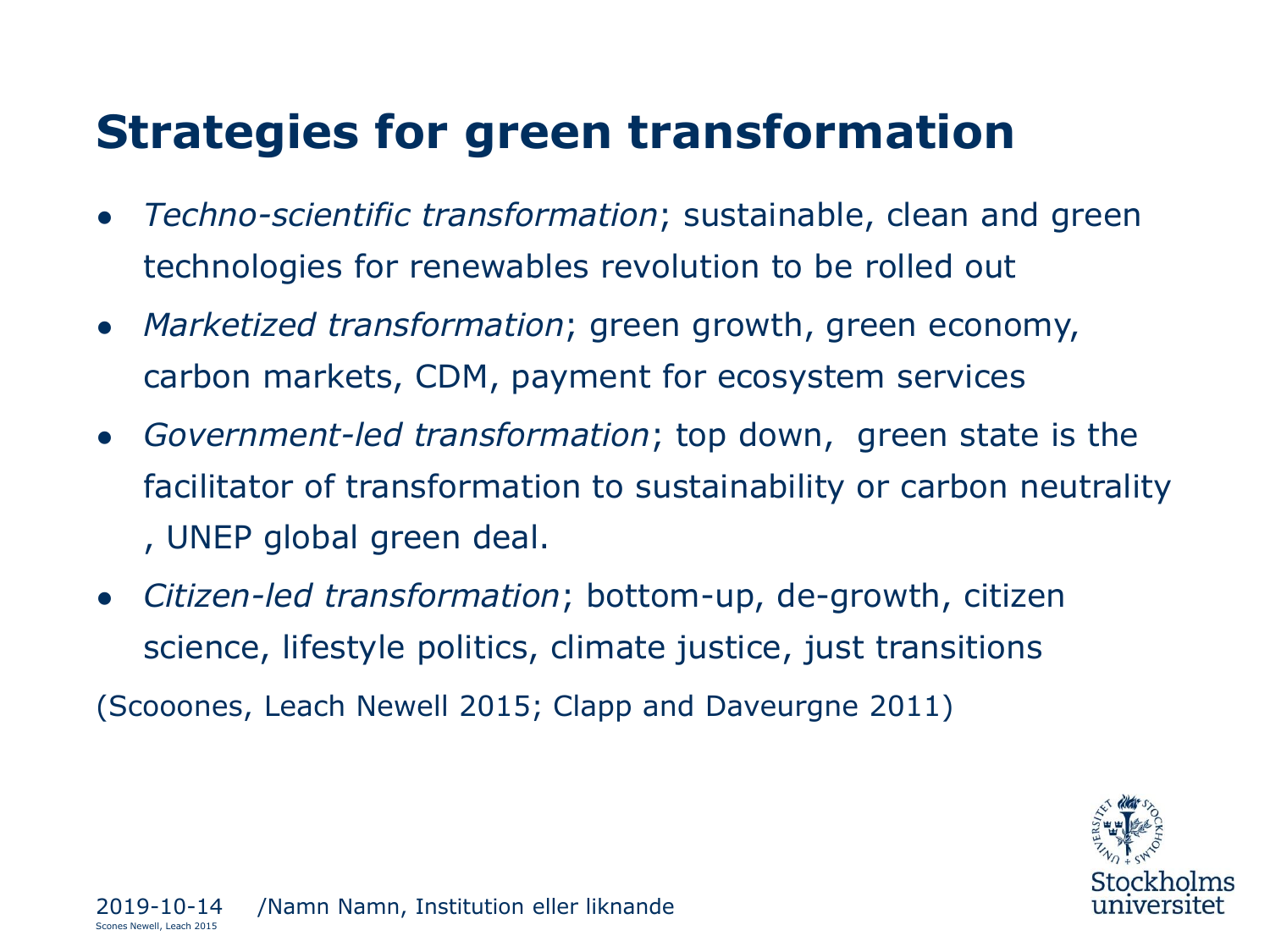# Strategies for green transformation

- *Techno-scientific transformation*; sustainable, clean and green technologies for renewables revolution to be rolled out
- *Marketized transformation*; green growth, green economy, carbon markets, CDM, payment for ecosystem services
- *Government-led transformation*; top down, green state is the facilitator of transformation to sustainability or carbon neutrality , UNEP global green deal.
- *Citizen-led transformation*; bottom-up, de-growth, citizen science, lifestyle politics, climate justice, just transitions

(Scooones, Leach Newell 2015; Clapp and Daveurgne 2011)

Scones Newell, Leach 2015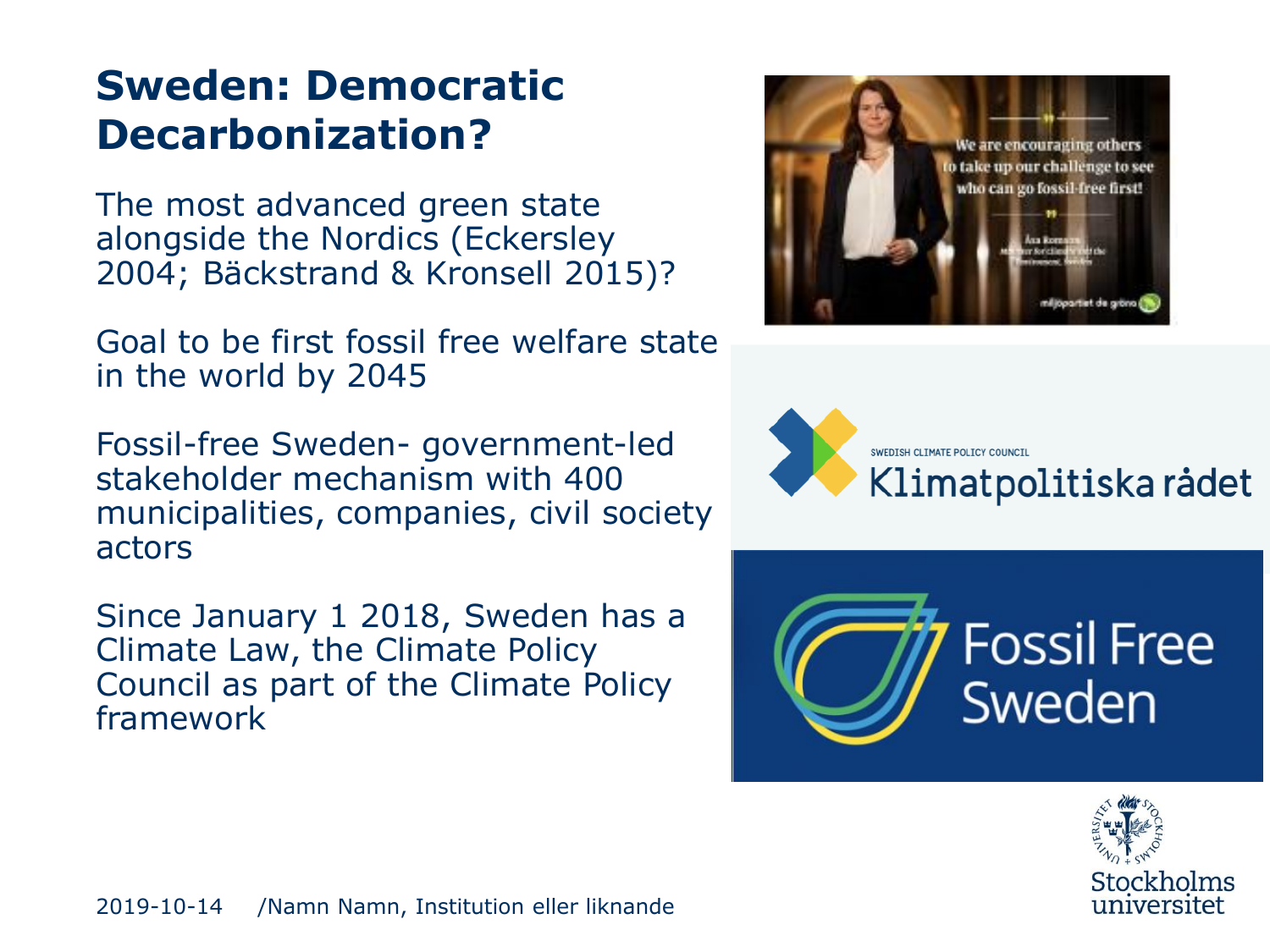# Sweden: Democratic Decarbonization?

The most advanced green state alongside the Nordics (Eckersley 2004; Bäckstrand & Kronsell 2015)?

Goal to be first fossil free welfare state in the world by 2045

Fossil-free Sweden- government-led stakeholder mechanism with 400 municipalities, companies, civil society actors

Since January 1 2018, Sweden has a Climate Law, the Climate Policy Council as part of the Climate Policy framework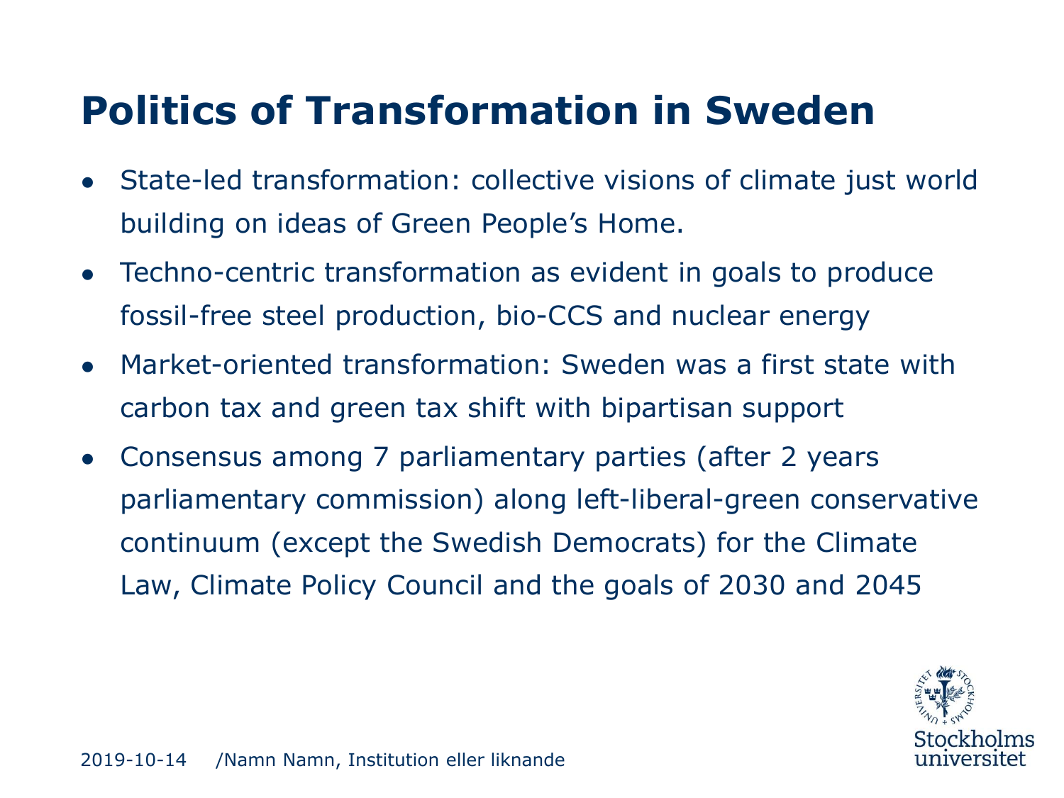# Politics of Transformation in Sweden

- State-led transformation: collective visions of climate just world building on ideas of Green People's Home.
- Techno-centric transformation as evident in goals to produce fossil-free steel production, bio-CCS and nuclear energy
- Market-oriented transformation: Sweden was a first state with carbon tax and green tax shift with bipartisan support
- Consensus among 7 parliamentary parties (after 2 years parliamentary commission) along left-liberal-green conservative continuum (except the Swedish Democrats) for the Climate Law, Climate Policy Council and the goals of 2030 and 2045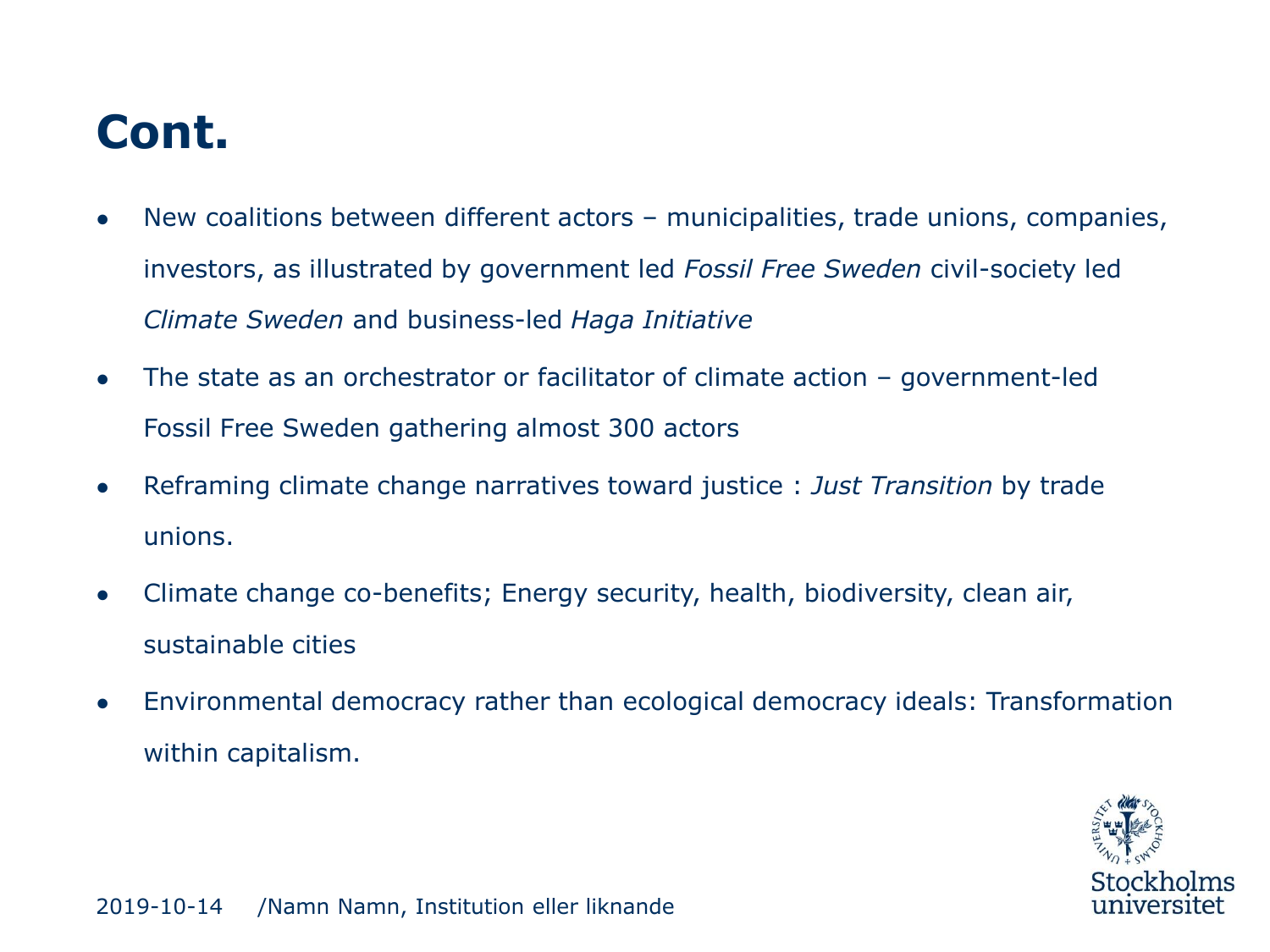# Cont.

- New coalitions between different actors – municipalities, trade unions, companies, investors, as illustrated by government led *Fossil Free Sweden* civil-society led *Climate Sweden* and business-led *Haga Initiative*
- The state as an orchestrator or facilitator of climate action – government-led Fossil Free Sweden gathering almost 300 actors
- Reframing climate change narratives toward justice : *Just Transition* by trade unions.
- Climate change co-benefits; Energy security, health, biodiversity, clean air, sustainable cities
- Environmental democracy rather than ecological democracy ideals: Transformation within capitalism.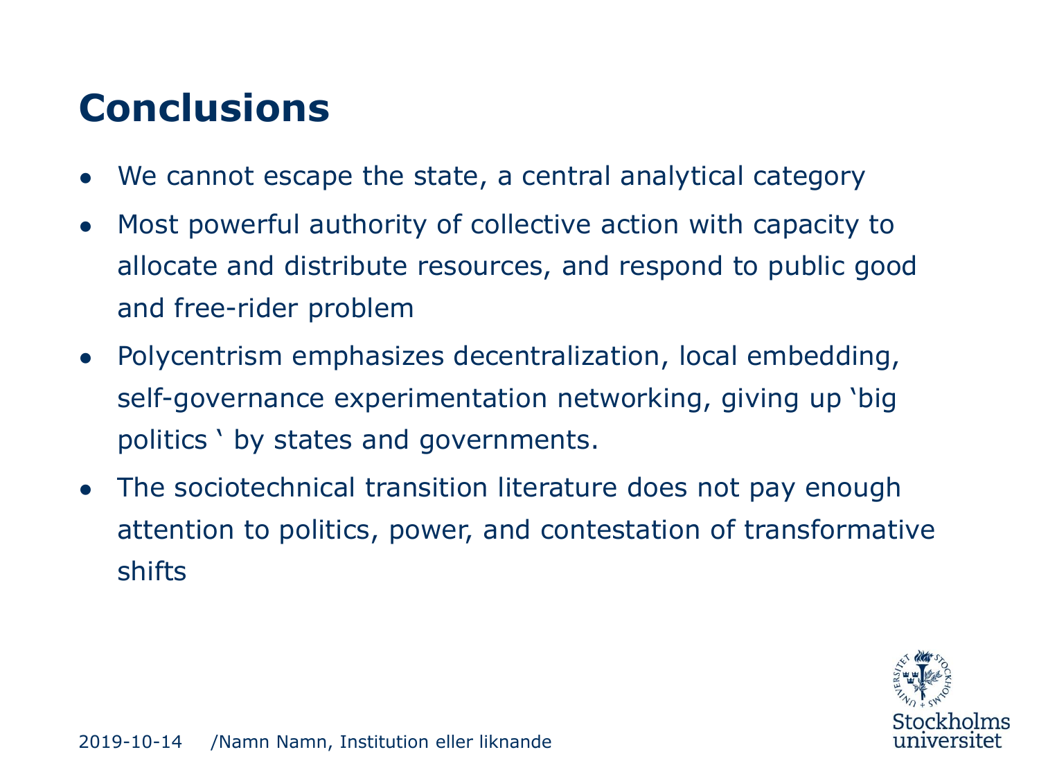# Conclusions

- We cannot escape the state, a central analytical category
- Most powerful authority of collective action with capacity to allocate and distribute resources, and respond to public good and free-rider problem
- Polycentrism emphasizes decentralization, local embedding, self-governance experimentation networking, giving up 'big politics ' by states and governments.
- The sociotechnical transition literature does not pay enough attention to politics, power, and contestation of transformative shifts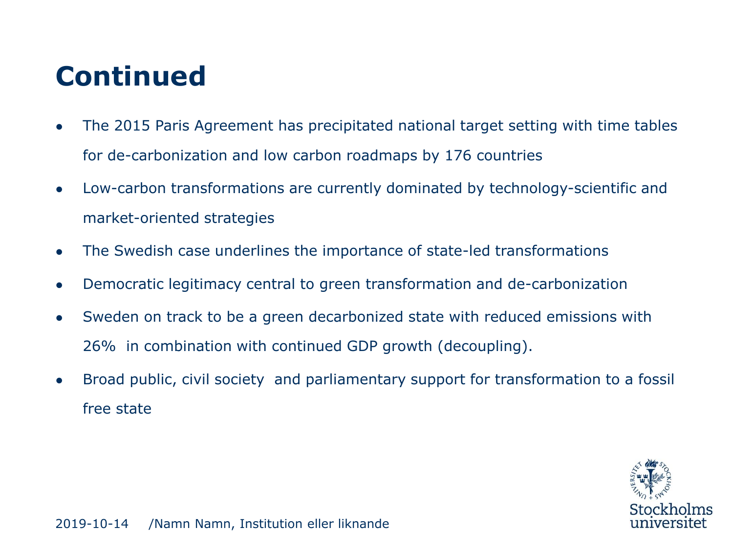# Continued

- The 2015 Paris Agreement has precipitated national target setting with time tables for de-carbonization and low carbon roadmaps by 176 countries
- Low-carbon transformations are currently dominated by technology-scientific and market-oriented strategies
- The Swedish case underlines the importance of state-led transformations
- Democratic legitimacy central to green transformation and de-carbonization
- Sweden on track to be a green decarbonized state with reduced emissions with 26% in combination with continued GDP growth (decoupling).
- Broad public, civil society and parliamentary support for transformation to a fossil free state